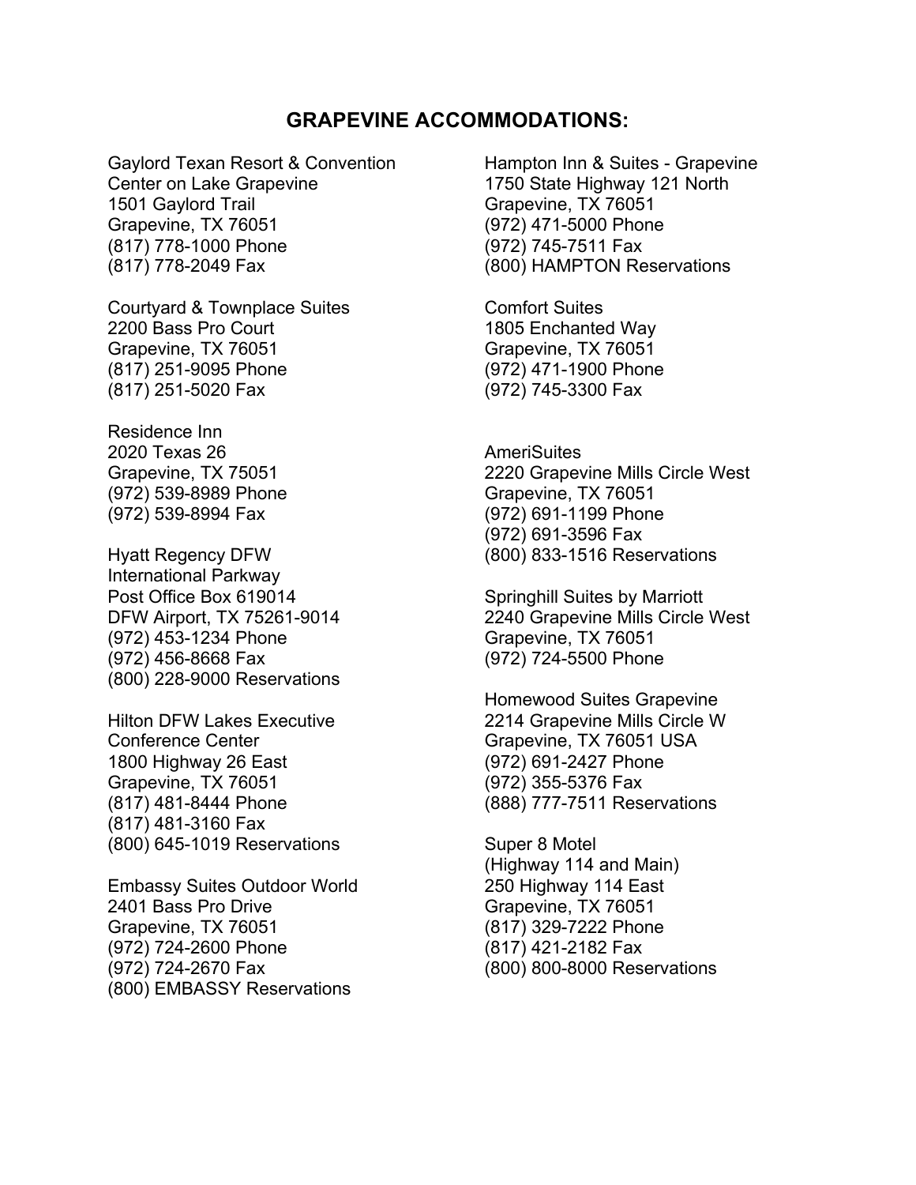# GRAPEVINE ACCOMMODATIONS:

Gaylord Texan Resort & Convention Center on Lake Grapevine
1501 Gaylord Trail
Grapevine, TX 76051
(817) 778-1000 Phone
(817) 778-2049 Fax

Courtyard & Townplace Suites
2200 Bass Pro Court
Grapevine, TX 76051
(817) 251-9095 Phone
(817) 251-5020 Fax

Residence Inn
2020 Texas 26
Grapevine, TX 75051
(972) 539-8989 Phone
(972) 539-8994 Fax

Hyatt Regency DFW
International Parkway
Post Office Box 619014
DFW Airport, TX 75261-9014
(972) 453-1234 Phone
(972) 456-8668 Fax
(800) 228-9000 Reservations

Hilton DFW Lakes Executive Conference Center
1800 Highway 26 East
Grapevine, TX 76051
(817) 481-8444 Phone
(817) 481-3160 Fax
(800) 645-1019 Reservations

Embassy Suites Outdoor World
2401 Bass Pro Drive
Grapevine, TX 76051
(972) 724-2600 Phone
(972) 724-2670 Fax
(800) EMBASSY Reservations

Hampton Inn & Suites - Grapevine
1750 State Highway 121 North
Grapevine, TX 76051
(972) 471-5000 Phone
(972) 745-7511 Fax
(800) HAMPTON Reservations

Comfort Suites
1805 Enchanted Way
Grapevine, TX 76051
(972) 471-1900 Phone
(972) 745-3300 Fax

AmeriSuites
2220 Grapevine Mills Circle West
Grapevine, TX 76051
(972) 691-1199 Phone
(972) 691-3596 Fax
(800) 833-1516 Reservations

Springhill Suites by Marriott
2240 Grapevine Mills Circle West
Grapevine, TX 76051
(972) 724-5500 Phone

Homewood Suites Grapevine
2214 Grapevine Mills Circle W
Grapevine, TX 76051 USA
(972) 691-2427 Phone
(972) 355-5376 Fax
(888) 777-7511 Reservations

Super 8 Motel
(Highway 114 and Main)
250 Highway 114 East
Grapevine, TX 76051
(817) 329-7222 Phone
(817) 421-2182 Fax
(800) 800-8000 Reservations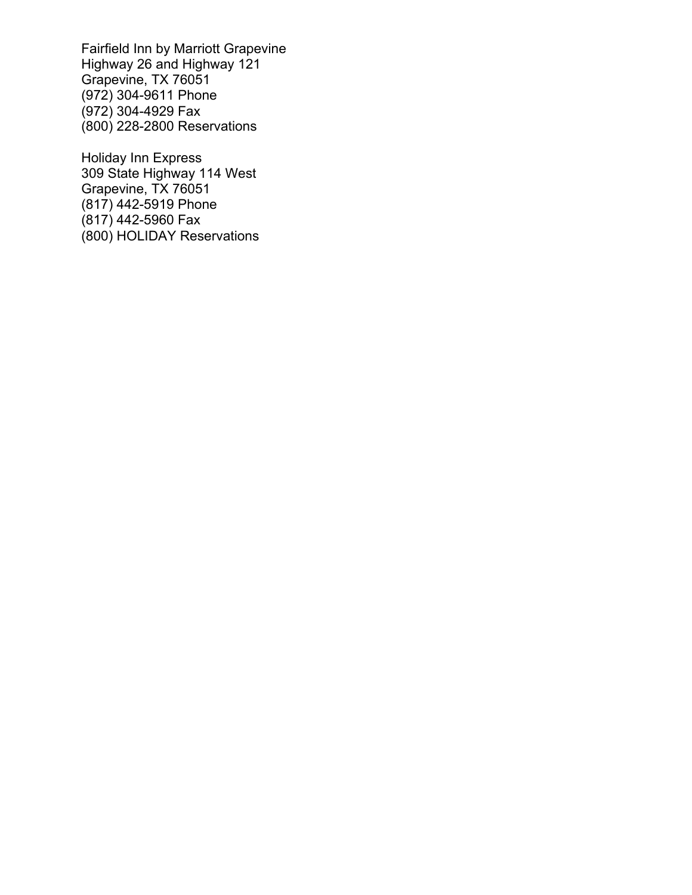Fairfield Inn by Marriott Grapevine
Highway 26 and Highway 121
Grapevine, TX 76051
(972) 304-9611 Phone
(972) 304-4929 Fax
(800) 228-2800 Reservations

Holiday Inn Express
309 State Highway 114 West
Grapevine, TX 76051
(817) 442-5919 Phone
(817) 442-5960 Fax
(800) HOLIDAY Reservations